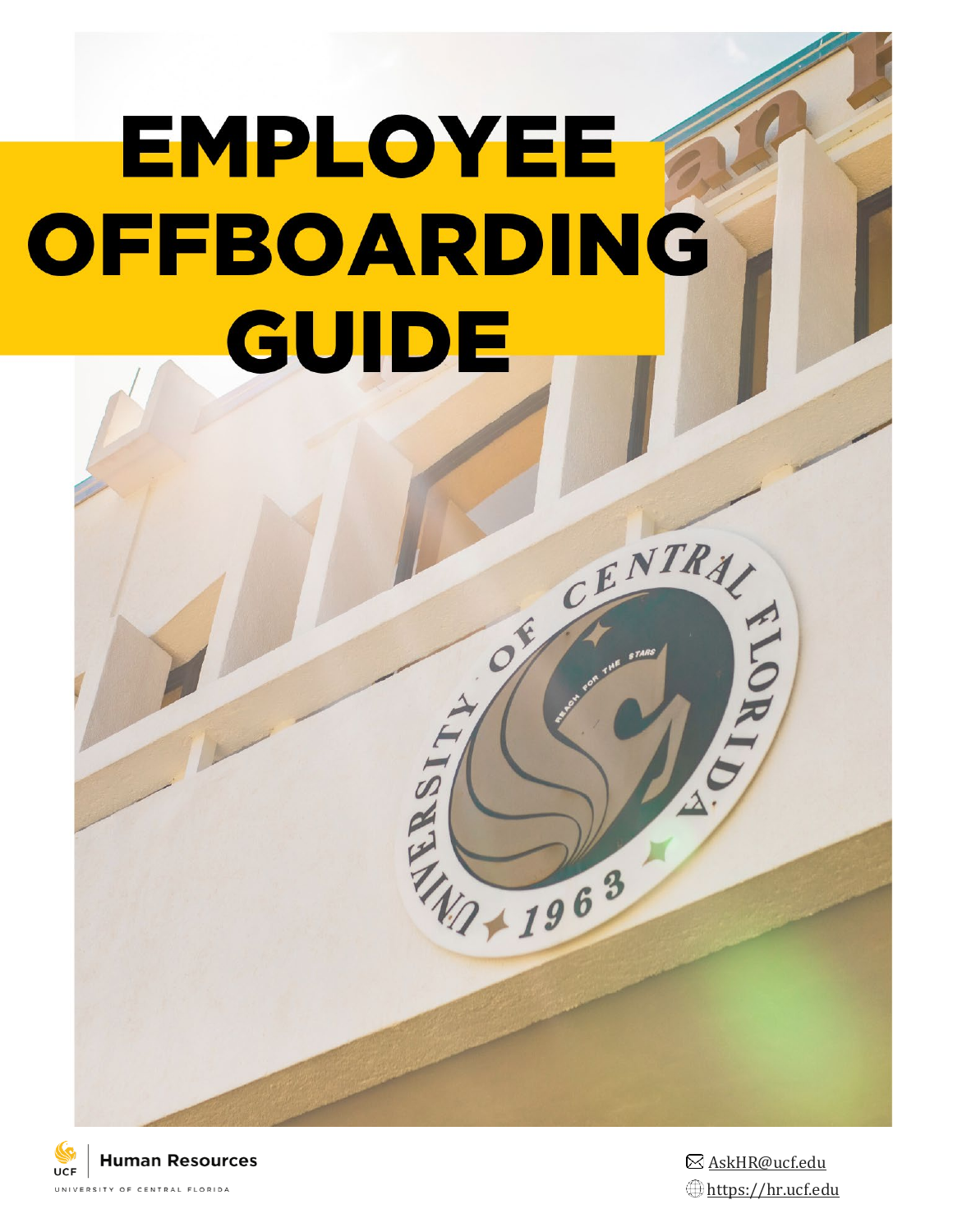# EMPLOYEE OFFBOARDING GUIDE

UCF | Human Resources

UNIVERSITY OF CENTRAL FLORIDA

AskHR@ucf.edu

https://hr.ucf.edu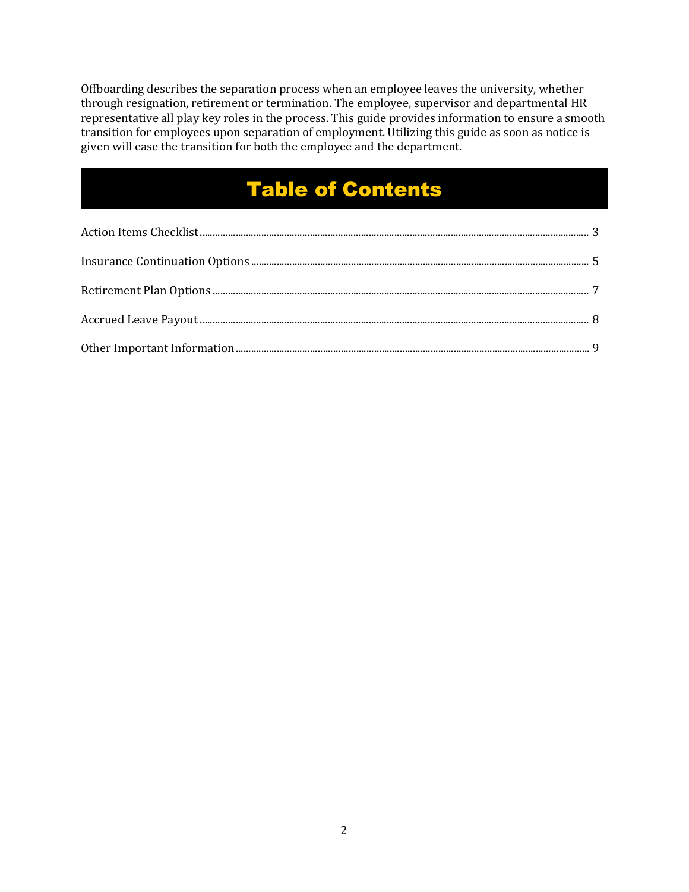Offboarding describes the separation process when an employee leaves the university, whether through resignation, retirement or termination. The employee, supervisor and departmental HR representative all play key roles in the process. This guide provides information to ensure a smooth transition for employees upon separation of employment. Utilizing this guide as soon as notice is given will ease the transition for both the employee and the department.

# Table of Contents

Action Items Checklist ........ 3

Insurance Continuation Options ........ 5

Retirement Plan Options ........ 7

Accrued Leave Payout ........ 8

Other Important Information ........ 9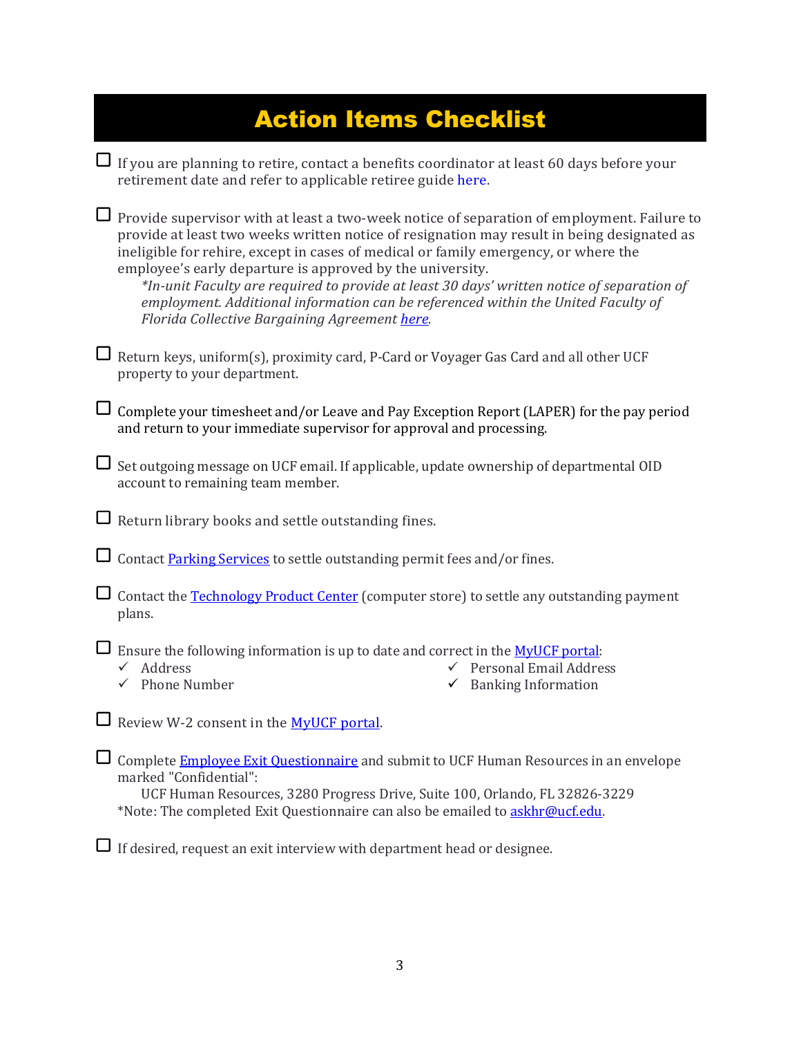# Action Items Checklist

- [ ] If you are planning to retire, contact a benefits coordinator at least 60 days before your retirement date and refer to applicable retiree guide here.

- [ ] Provide supervisor with at least a two-week notice of separation of employment. Failure to provide at least two weeks written notice of resignation may result in being designated as ineligible for rehire, except in cases of medical or family emergency, or where the employee's early departure is approved by the university.

  *\*In-unit Faculty are required to provide at least 30 days' written notice of separation of employment. Additional information can be referenced within the United Faculty of Florida Collective Bargaining Agreement here.*

- [ ] Return keys, uniform(s), proximity card, P-Card or Voyager Gas Card and all other UCF property to your department.

- [ ] Complete your timesheet and/or Leave and Pay Exception Report (LAPER) for the pay period and return to your immediate supervisor for approval and processing.

- [ ] Set outgoing message on UCF email. If applicable, update ownership of departmental OID account to remaining team member.

- [ ] Return library books and settle outstanding fines.

- [ ] Contact Parking Services to settle outstanding permit fees and/or fines.

- [ ] Contact the Technology Product Center (computer store) to settle any outstanding payment plans.

- [ ] Ensure the following information is up to date and correct in the MyUCF portal:
  - ✓ Address
  - ✓ Phone Number
  - ✓ Personal Email Address
  - ✓ Banking Information

- [ ] Review W-2 consent in the MyUCF portal.

- [ ] Complete Employee Exit Questionnaire and submit to UCF Human Resources in an envelope marked "Confidential":

  UCF Human Resources, 3280 Progress Drive, Suite 100, Orlando, FL 32826-3229

  *Note: The completed Exit Questionnaire can also be emailed to askhr@ucf.edu.

- [ ] If desired, request an exit interview with department head or designee.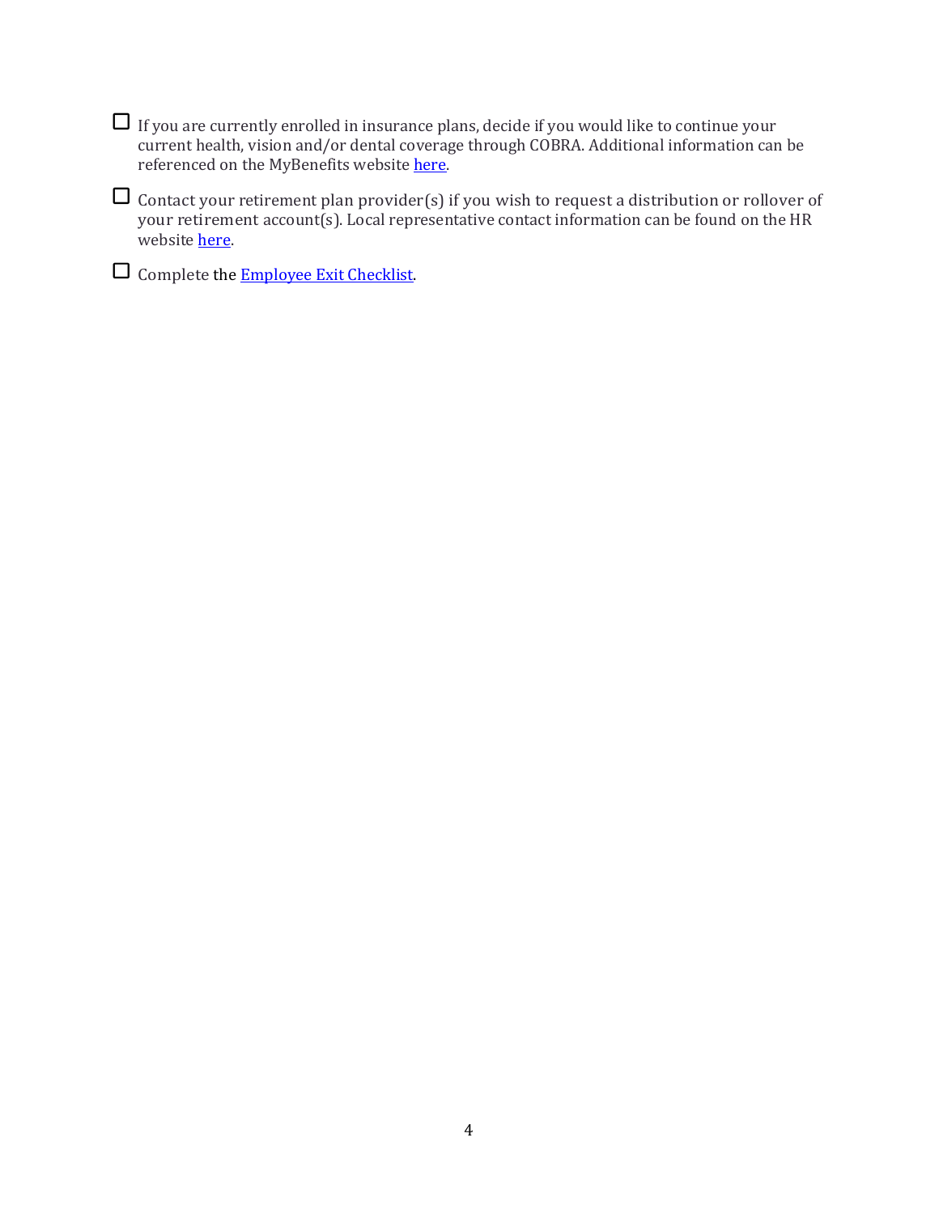- [ ] If you are currently enrolled in insurance plans, decide if you would like to continue your current health, vision and/or dental coverage through COBRA. Additional information can be referenced on the MyBenefits website here.

- [ ] Contact your retirement plan provider(s) if you wish to request a distribution or rollover of your retirement account(s). Local representative contact information can be found on the HR website here.

- [ ] Complete the Employee Exit Checklist.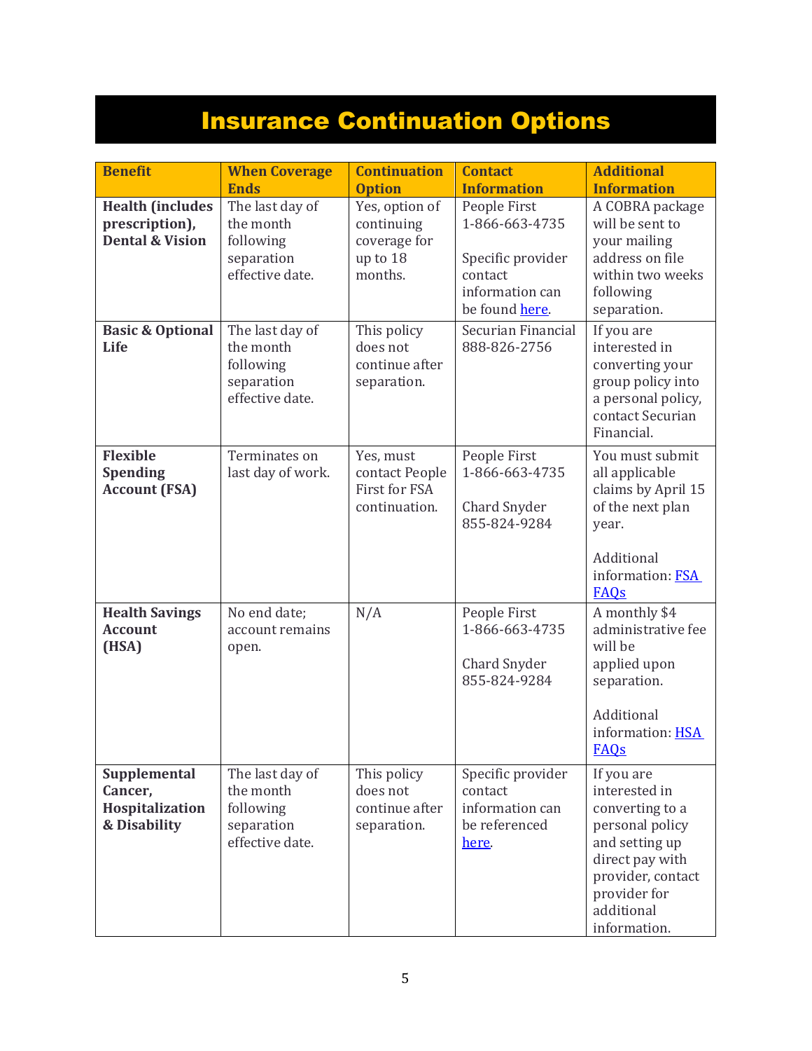# Insurance Continuation Options

| Benefit | When Coverage Ends | Continuation Option | Contact Information | Additional Information |
|---|---|---|---|---|
| **Health (includes prescription), Dental & Vision** | The last day of the month following separation effective date. | Yes, option of continuing coverage for up to 18 months. | People First 1-866-663-4735<br><br>Specific provider contact information can be found here. | A COBRA package will be sent to your mailing address on file within two weeks following separation. |
| **Basic & Optional Life** | The last day of the month following separation effective date. | This policy does not continue after separation. | Securian Financial 888-826-2756 | If you are interested in converting your group policy into a personal policy, contact Securian Financial. |
| **Flexible Spending Account (FSA)** | Terminates on last day of work. | Yes, must contact People First for FSA continuation. | People First 1-866-663-4735<br><br>Chard Snyder 855-824-9284 | You must submit all applicable claims by April 15 of the next plan year.<br><br>Additional information: FSA FAQs |
| **Health Savings Account (HSA)** | No end date; account remains open. | N/A | People First 1-866-663-4735<br><br>Chard Snyder 855-824-9284 | A monthly $4 administrative fee will be applied upon separation.<br><br>Additional information: HSA FAQs |
| **Supplemental Cancer, Hospitalization & Disability** | The last day of the month following separation effective date. | This policy does not continue after separation. | Specific provider contact information can be referenced here. | If you are interested in converting to a personal policy and setting up direct pay with provider, contact provider for additional information. |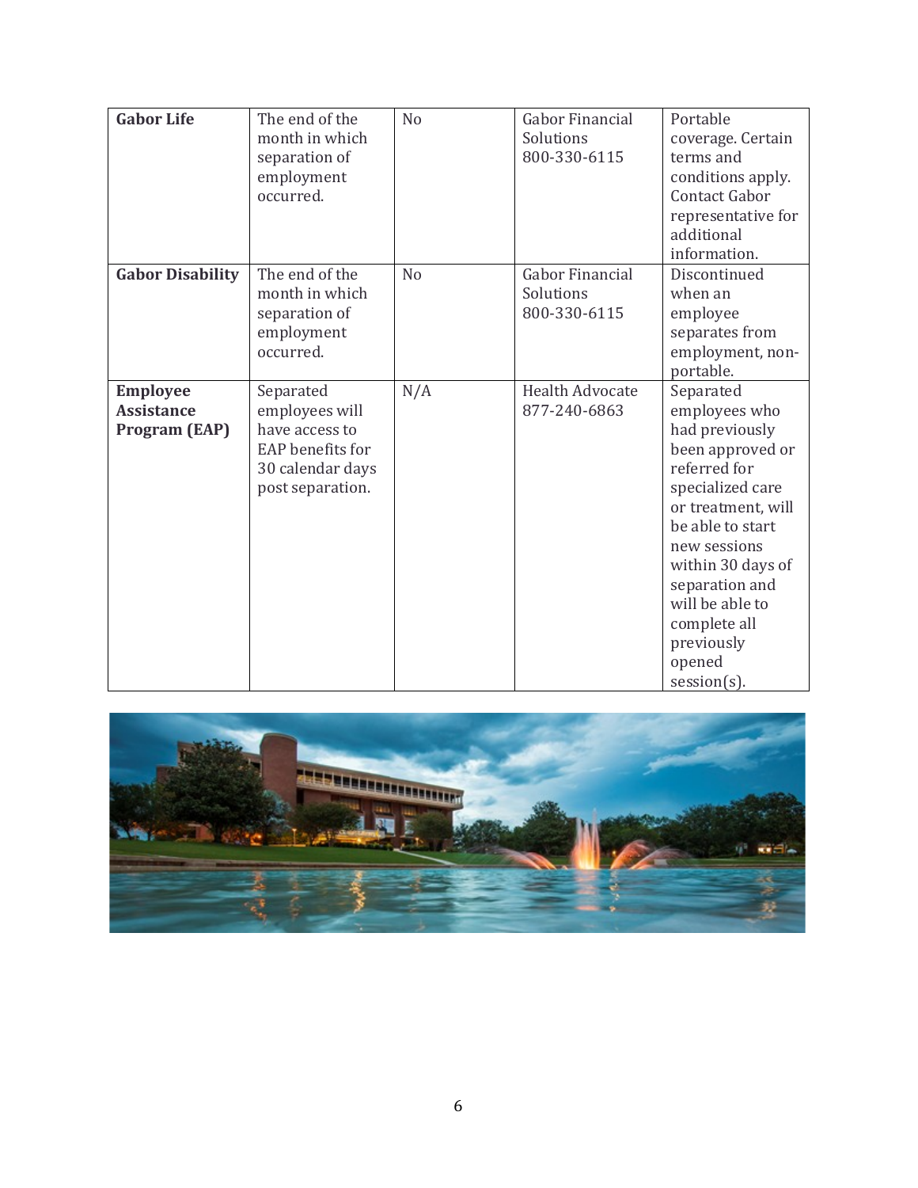| **Gabor Life** | The end of the month in which separation of employment occurred. | No | Gabor Financial Solutions 800-330-6115 | Portable coverage. Certain terms and conditions apply. Contact Gabor representative for additional information. |
|---|---|---|---|---|
| **Gabor Disability** | The end of the month in which separation of employment occurred. | No | Gabor Financial Solutions 800-330-6115 | Discontinued when an employee separates from employment, non-portable. |
| **Employee Assistance Program (EAP)** | Separated employees will have access to EAP benefits for 30 calendar days post separation. | N/A | Health Advocate 877-240-6863 | Separated employees who had previously been approved or referred for specialized care or treatment, will be able to start new sessions within 30 days of separation and will be able to complete all previously opened session(s). |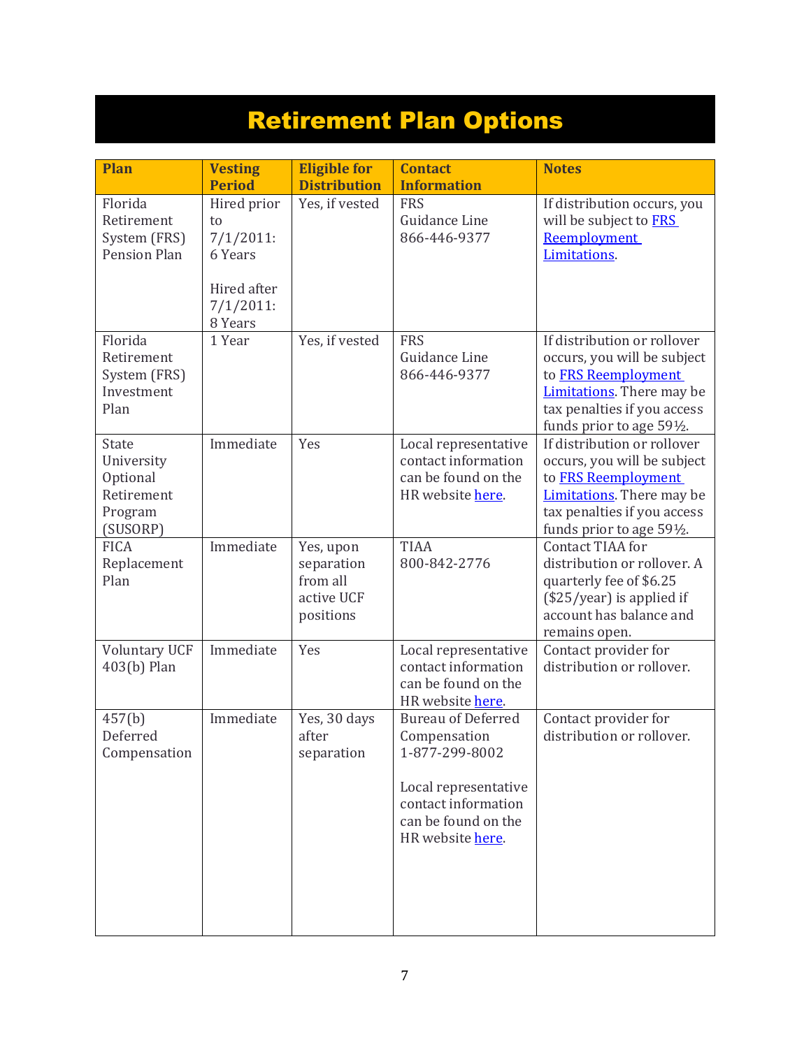# Retirement Plan Options

| Plan | Vesting Period | Eligible for Distribution | Contact Information | Notes |
|---|---|---|---|---|
| Florida Retirement System (FRS) Pension Plan | Hired prior to 7/1/2011: 6 Years<br><br>Hired after 7/1/2011: 8 Years | Yes, if vested | FRS Guidance Line 866-446-9377 | If distribution occurs, you will be subject to FRS Reemployment Limitations. |
| Florida Retirement System (FRS) Investment Plan | 1 Year | Yes, if vested | FRS Guidance Line 866-446-9377 | If distribution or rollover occurs, you will be subject to FRS Reemployment Limitations. There may be tax penalties if you access funds prior to age 59½. |
| State University Optional Retirement Program (SUSORP) | Immediate | Yes | Local representative contact information can be found on the HR website here. | If distribution or rollover occurs, you will be subject to FRS Reemployment Limitations. There may be tax penalties if you access funds prior to age 59½. |
| FICA Replacement Plan | Immediate | Yes, upon separation from all active UCF positions | TIAA 800-842-2776 | Contact TIAA for distribution or rollover. A quarterly fee of $6.25 ($25/year) is applied if account has balance and remains open. |
| Voluntary UCF 403(b) Plan | Immediate | Yes | Local representative contact information can be found on the HR website here. | Contact provider for distribution or rollover. |
| 457(b) Deferred Compensation | Immediate | Yes, 30 days after separation | Bureau of Deferred Compensation 1-877-299-8002<br><br>Local representative contact information can be found on the HR website here. | Contact provider for distribution or rollover. |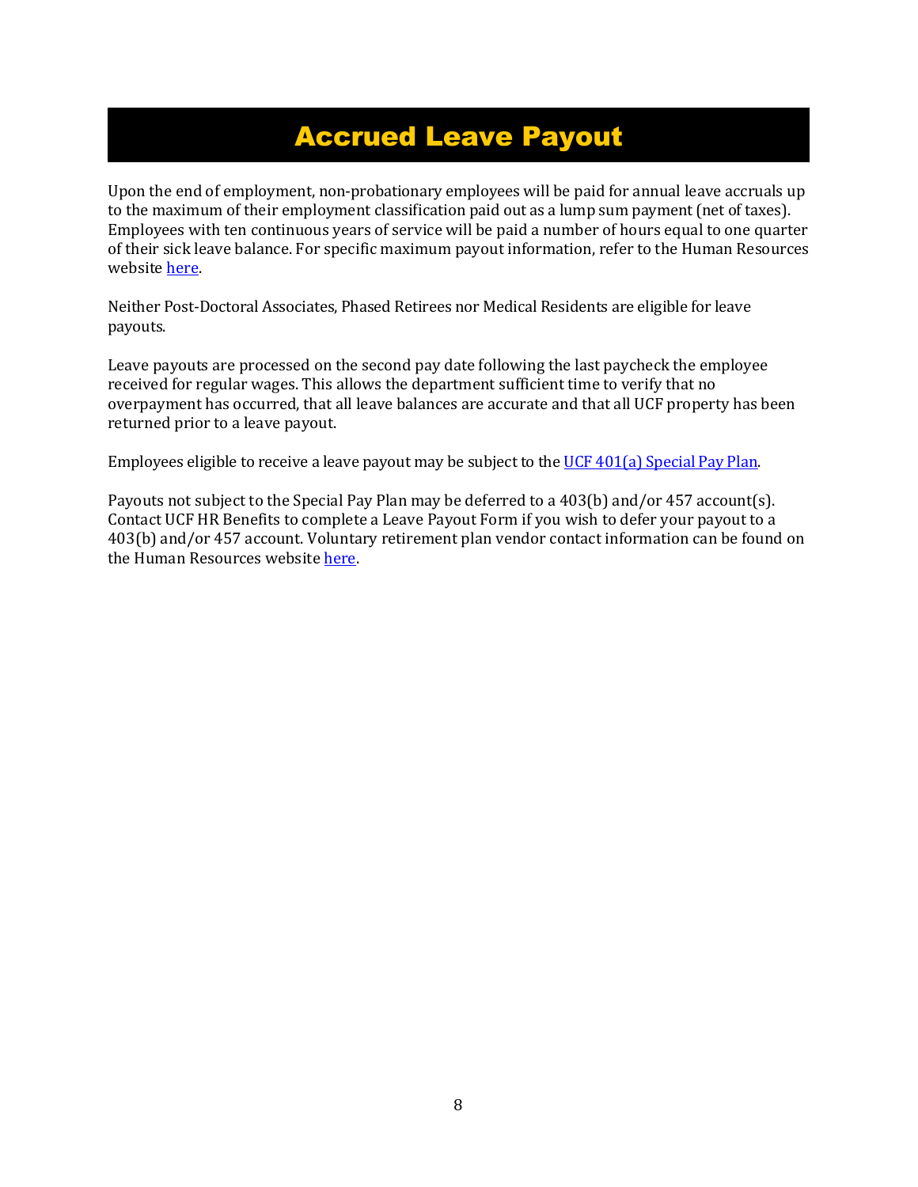# Accrued Leave Payout

Upon the end of employment, non-probationary employees will be paid for annual leave accruals up to the maximum of their employment classification paid out as a lump sum payment (net of taxes). Employees with ten continuous years of service will be paid a number of hours equal to one quarter of their sick leave balance. For specific maximum payout information, refer to the Human Resources website here.

Neither Post-Doctoral Associates, Phased Retirees nor Medical Residents are eligible for leave payouts.

Leave payouts are processed on the second pay date following the last paycheck the employee received for regular wages. This allows the department sufficient time to verify that no overpayment has occurred, that all leave balances are accurate and that all UCF property has been returned prior to a leave payout.

Employees eligible to receive a leave payout may be subject to the UCF 401(a) Special Pay Plan.

Payouts not subject to the Special Pay Plan may be deferred to a 403(b) and/or 457 account(s). Contact UCF HR Benefits to complete a Leave Payout Form if you wish to defer your payout to a 403(b) and/or 457 account. Voluntary retirement plan vendor contact information can be found on the Human Resources website here.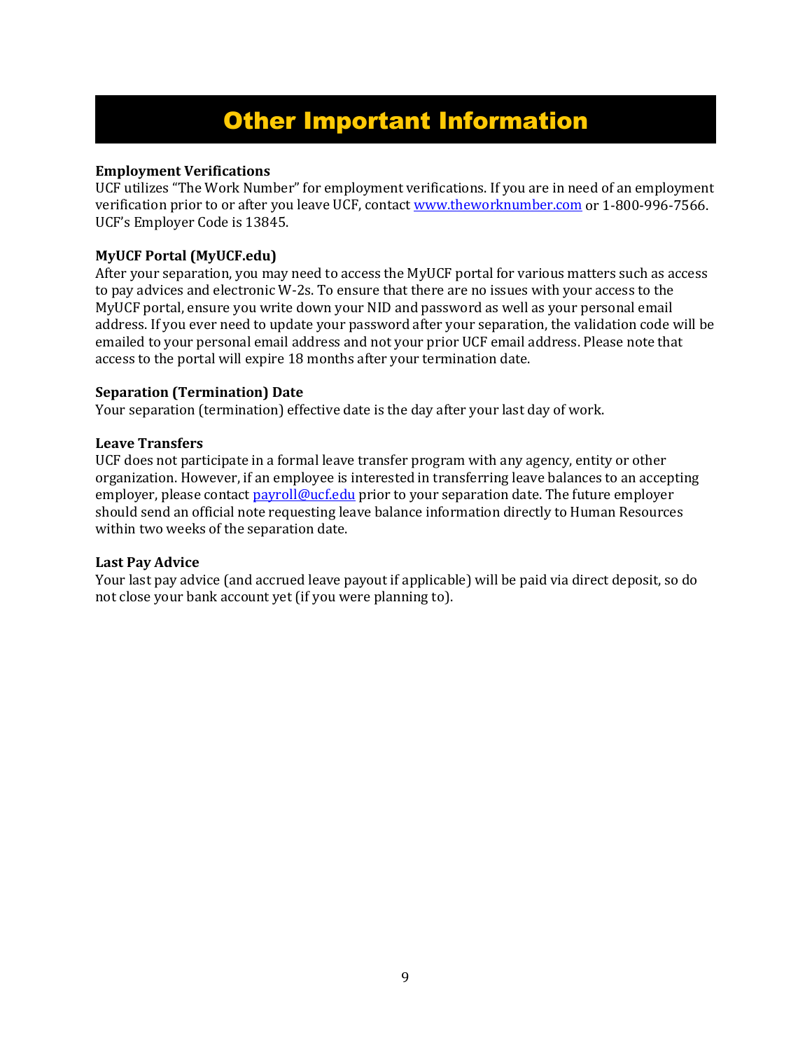# Other Important Information

**Employment Verifications**
UCF utilizes "The Work Number" for employment verifications. If you are in need of an employment verification prior to or after you leave UCF, contact www.theworknumber.com or 1-800-996-7566. UCF's Employer Code is 13845.

**MyUCF Portal (MyUCF.edu)**
After your separation, you may need to access the MyUCF portal for various matters such as access to pay advices and electronic W-2s. To ensure that there are no issues with your access to the MyUCF portal, ensure you write down your NID and password as well as your personal email address. If you ever need to update your password after your separation, the validation code will be emailed to your personal email address and not your prior UCF email address. Please note that access to the portal will expire 18 months after your termination date.

**Separation (Termination) Date**
Your separation (termination) effective date is the day after your last day of work.

**Leave Transfers**
UCF does not participate in a formal leave transfer program with any agency, entity or other organization. However, if an employee is interested in transferring leave balances to an accepting employer, please contact payroll@ucf.edu prior to your separation date. The future employer should send an official note requesting leave balance information directly to Human Resources within two weeks of the separation date.

**Last Pay Advice**
Your last pay advice (and accrued leave payout if applicable) will be paid via direct deposit, so do not close your bank account yet (if you were planning to).